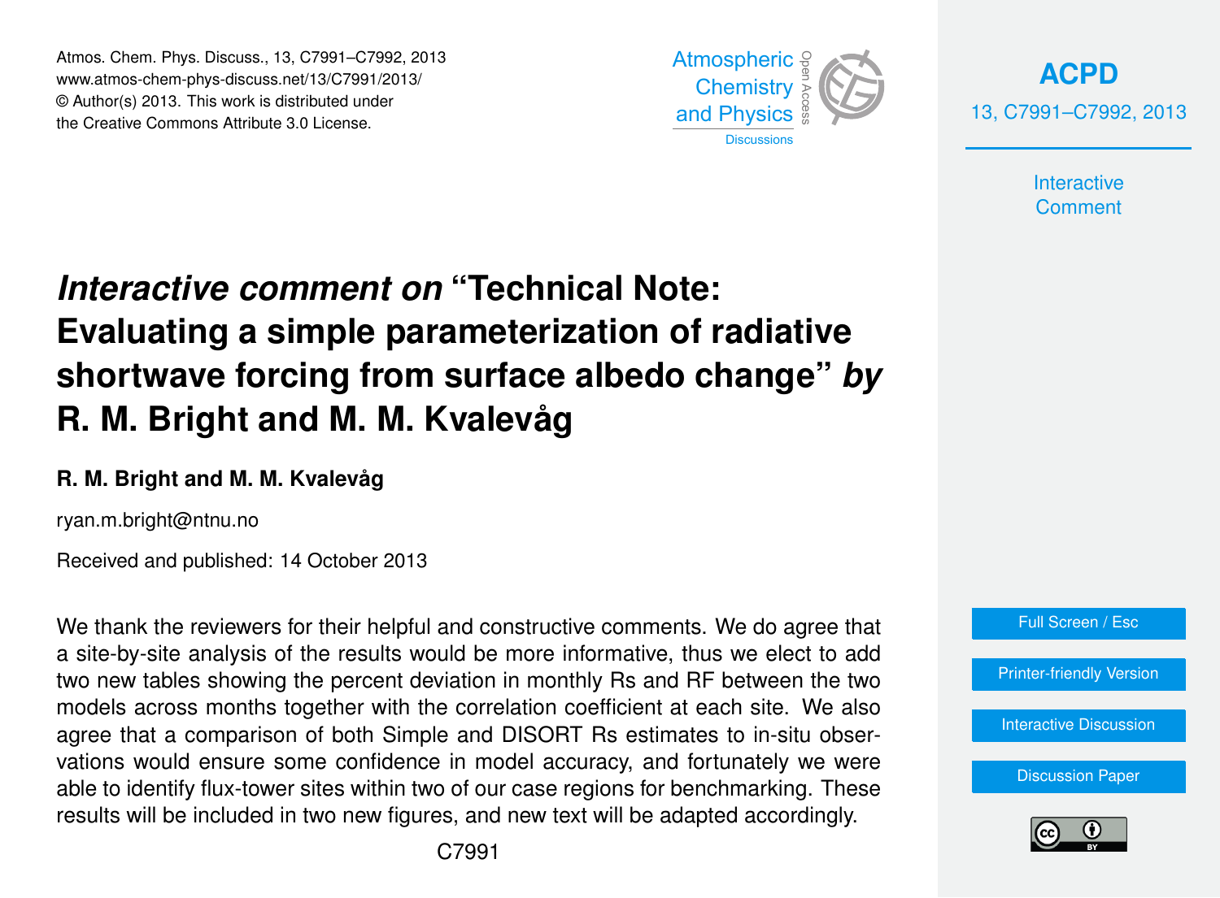# *Interactive comment on* "Technical Note: Evaluating a simple parameterization of radiative shortwave forcing from surface albedo change" *by* R. M. Bright and M. M. Kvalevåg

**R. M. Bright and M. M. Kvalevåg**

ryan.m.bright@ntnu.no

Received and published: 14 October 2013

We thank the reviewers for their helpful and constructive comments. We do agree that a site-by-site analysis of the results would be more informative, thus we elect to add two new tables showing the percent deviation in monthly Rs and RF between the two models across months together with the correlation coefficient at each site. We also agree that a comparison of both Simple and DISORT Rs estimates to in-situ observations would ensure some confidence in model accuracy, and fortunately we were able to identify flux-tower sites within two of our case regions for benchmarking. These results will be included in two new figures, and new text will be adapted accordingly.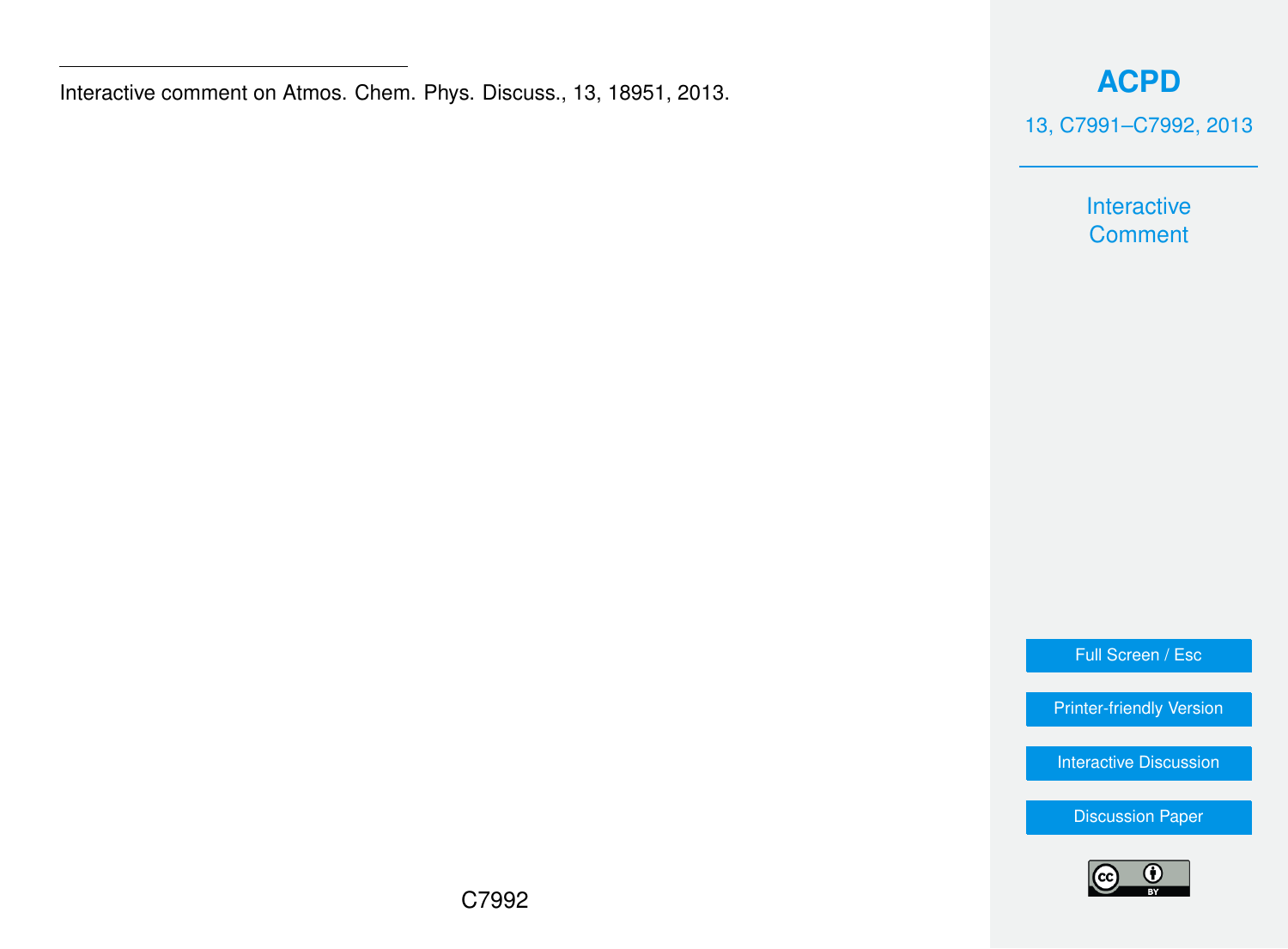Interactive comment on Atmos. Chem. Phys. Discuss., 13, 18951, 2013.